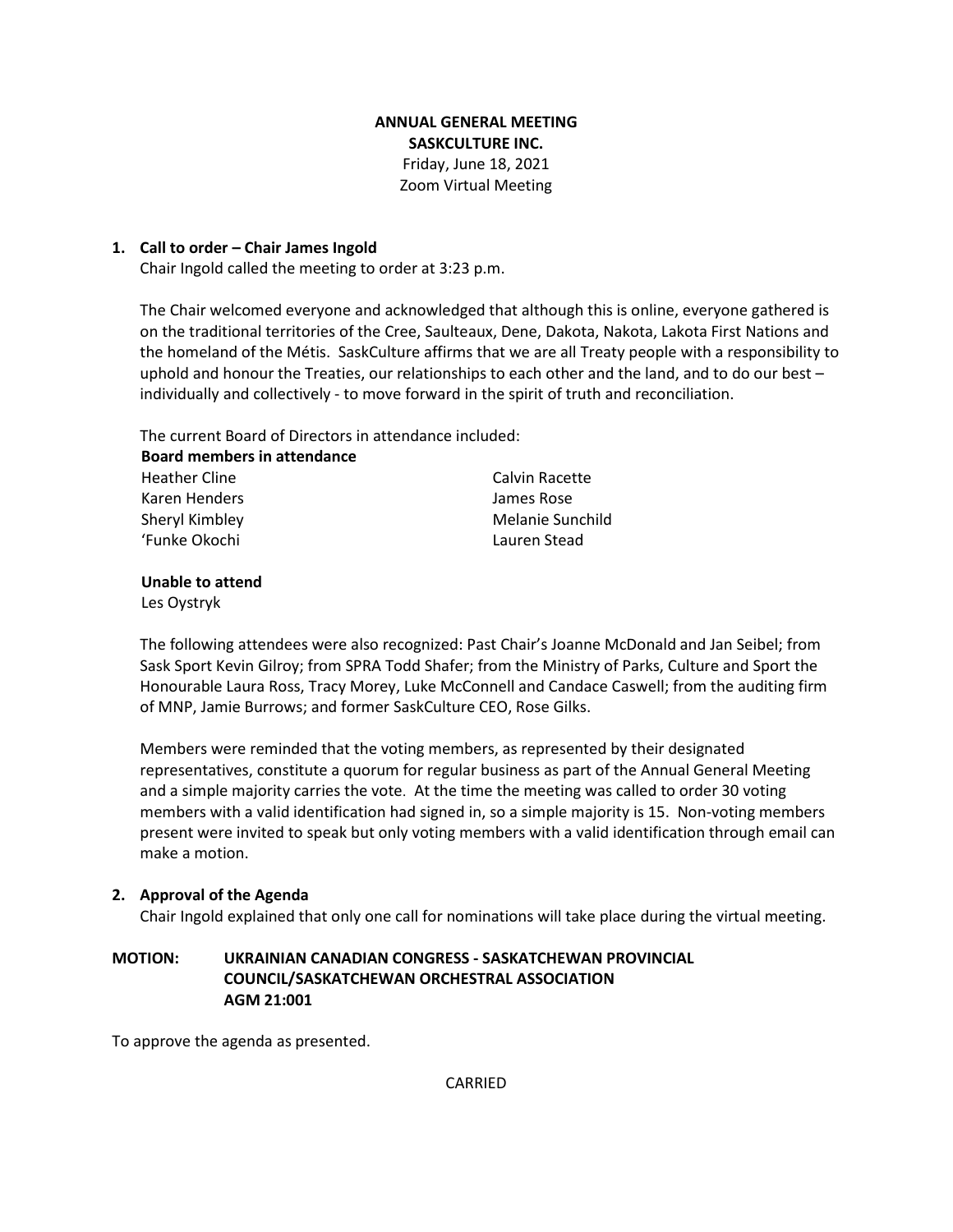**ANNUAL GENERAL MEETING**
**SASKCULTURE INC.**
Friday, June 18, 2021
Zoom Virtual Meeting

## 1. Call to order – Chair James Ingold

Chair Ingold called the meeting to order at 3:23 p.m.

The Chair welcomed everyone and acknowledged that although this is online, everyone gathered is on the traditional territories of the Cree, Saulteaux, Dene, Dakota, Nakota, Lakota First Nations and the homeland of the Métis. SaskCulture affirms that we are all Treaty people with a responsibility to uphold and honour the Treaties, our relationships to each other and the land, and to do our best – individually and collectively - to move forward in the spirit of truth and reconciliation.

The current Board of Directors in attendance included:

**Board members in attendance**

| | |
|---|---|
| Heather Cline | Calvin Racette |
| Karen Henders | James Rose |
| Sheryl Kimbley | Melanie Sunchild |
| 'Funke Okochi | Lauren Stead |

**Unable to attend**

Les Oystryk

The following attendees were also recognized: Past Chair's Joanne McDonald and Jan Seibel; from Sask Sport Kevin Gilroy; from SPRA Todd Shafer; from the Ministry of Parks, Culture and Sport the Honourable Laura Ross, Tracy Morey, Luke McConnell and Candace Caswell; from the auditing firm of MNP, Jamie Burrows; and former SaskCulture CEO, Rose Gilks.

Members were reminded that the voting members, as represented by their designated representatives, constitute a quorum for regular business as part of the Annual General Meeting and a simple majority carries the vote. At the time the meeting was called to order 30 voting members with a valid identification had signed in, so a simple majority is 15. Non-voting members present were invited to speak but only voting members with a valid identification through email can make a motion.

## 2. Approval of the Agenda

Chair Ingold explained that only one call for nominations will take place during the virtual meeting.

**MOTION: UKRAINIAN CANADIAN CONGRESS - SASKATCHEWAN PROVINCIAL COUNCIL/SASKATCHEWAN ORCHESTRAL ASSOCIATION**
**AGM 21:001**

To approve the agenda as presented.

CARRIED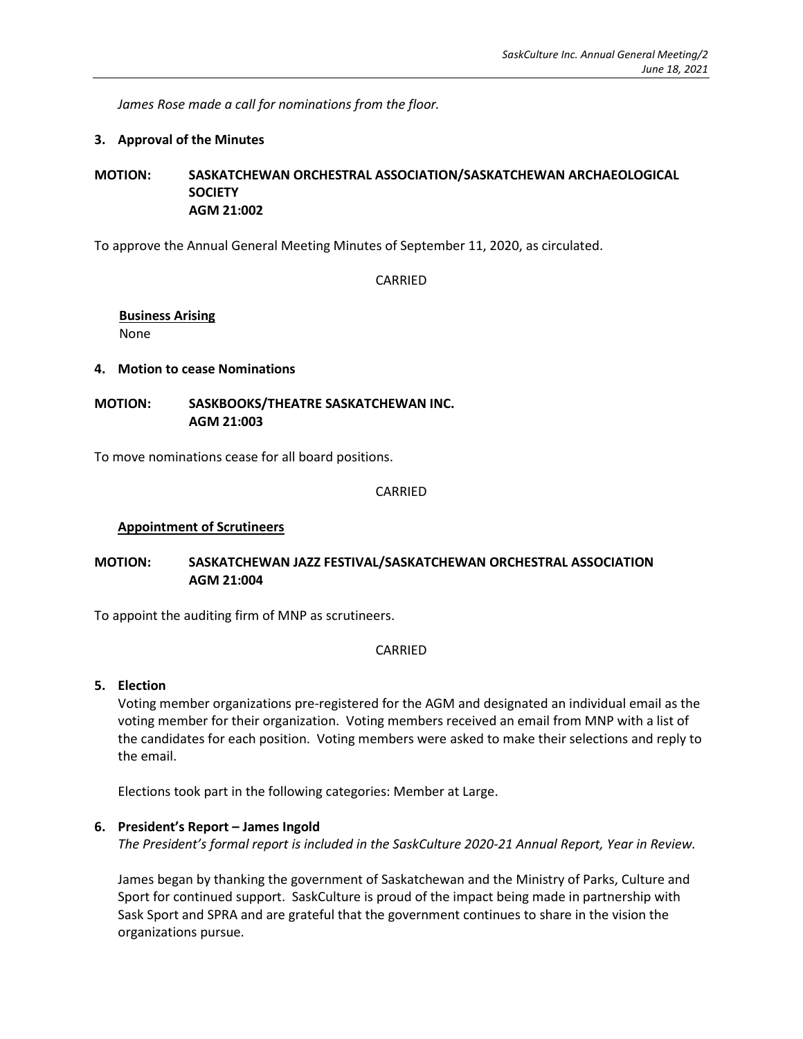*James Rose made a call for nominations from the floor.*

**3. Approval of the Minutes**

**MOTION: SASKATCHEWAN ORCHESTRAL ASSOCIATION/SASKATCHEWAN ARCHAEOLOGICAL SOCIETY**
**AGM 21:002**

To approve the Annual General Meeting Minutes of September 11, 2020, as circulated.

CARRIED

**Business Arising**
None

**4. Motion to cease Nominations**

**MOTION: SASKBOOKS/THEATRE SASKATCHEWAN INC.**
**AGM 21:003**

To move nominations cease for all board positions.

CARRIED

**Appointment of Scrutineers**

**MOTION: SASKATCHEWAN JAZZ FESTIVAL/SASKATCHEWAN ORCHESTRAL ASSOCIATION**
**AGM 21:004**

To appoint the auditing firm of MNP as scrutineers.

CARRIED

**5. Election**

Voting member organizations pre-registered for the AGM and designated an individual email as the voting member for their organization. Voting members received an email from MNP with a list of the candidates for each position. Voting members were asked to make their selections and reply to the email.

Elections took part in the following categories: Member at Large.

**6. President's Report – James Ingold**

*The President's formal report is included in the SaskCulture 2020-21 Annual Report, Year in Review.*

James began by thanking the government of Saskatchewan and the Ministry of Parks, Culture and Sport for continued support. SaskCulture is proud of the impact being made in partnership with Sask Sport and SPRA and are grateful that the government continues to share in the vision the organizations pursue.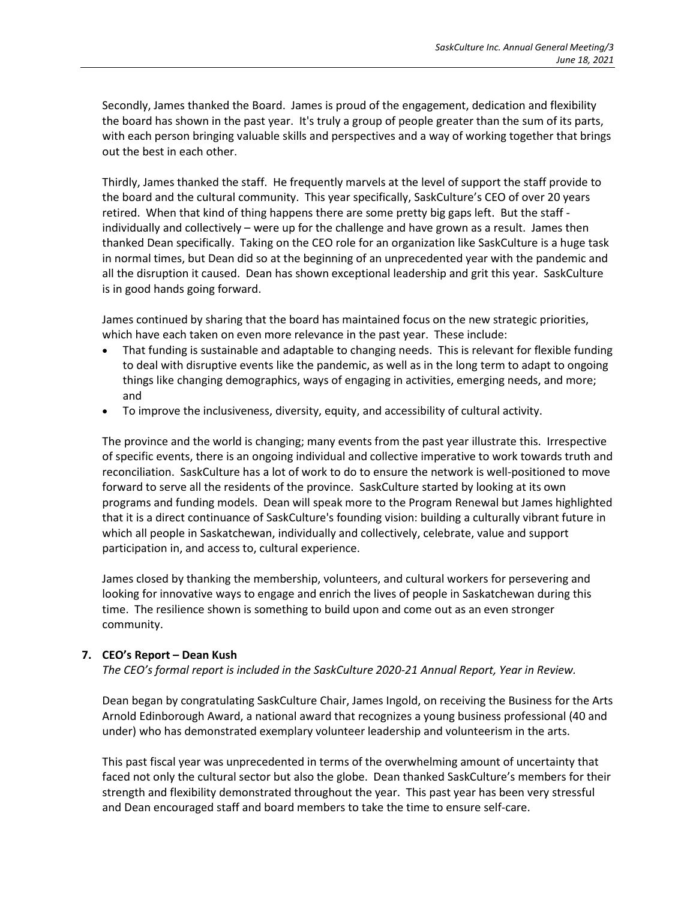Secondly, James thanked the Board. James is proud of the engagement, dedication and flexibility the board has shown in the past year. It's truly a group of people greater than the sum of its parts, with each person bringing valuable skills and perspectives and a way of working together that brings out the best in each other.

Thirdly, James thanked the staff. He frequently marvels at the level of support the staff provide to the board and the cultural community. This year specifically, SaskCulture's CEO of over 20 years retired. When that kind of thing happens there are some pretty big gaps left. But the staff - individually and collectively – were up for the challenge and have grown as a result. James then thanked Dean specifically. Taking on the CEO role for an organization like SaskCulture is a huge task in normal times, but Dean did so at the beginning of an unprecedented year with the pandemic and all the disruption it caused. Dean has shown exceptional leadership and grit this year. SaskCulture is in good hands going forward.

James continued by sharing that the board has maintained focus on the new strategic priorities, which have each taken on even more relevance in the past year. These include:

- That funding is sustainable and adaptable to changing needs. This is relevant for flexible funding to deal with disruptive events like the pandemic, as well as in the long term to adapt to ongoing things like changing demographics, ways of engaging in activities, emerging needs, and more; and
- To improve the inclusiveness, diversity, equity, and accessibility of cultural activity.

The province and the world is changing; many events from the past year illustrate this. Irrespective of specific events, there is an ongoing individual and collective imperative to work towards truth and reconciliation. SaskCulture has a lot of work to do to ensure the network is well-positioned to move forward to serve all the residents of the province. SaskCulture started by looking at its own programs and funding models. Dean will speak more to the Program Renewal but James highlighted that it is a direct continuance of SaskCulture's founding vision: building a culturally vibrant future in which all people in Saskatchewan, individually and collectively, celebrate, value and support participation in, and access to, cultural experience.

James closed by thanking the membership, volunteers, and cultural workers for persevering and looking for innovative ways to engage and enrich the lives of people in Saskatchewan during this time. The resilience shown is something to build upon and come out as an even stronger community.

**7. CEO's Report – Dean Kush**

*The CEO's formal report is included in the SaskCulture 2020-21 Annual Report, Year in Review.*

Dean began by congratulating SaskCulture Chair, James Ingold, on receiving the Business for the Arts Arnold Edinborough Award, a national award that recognizes a young business professional (40 and under) who has demonstrated exemplary volunteer leadership and volunteerism in the arts.

This past fiscal year was unprecedented in terms of the overwhelming amount of uncertainty that faced not only the cultural sector but also the globe. Dean thanked SaskCulture's members for their strength and flexibility demonstrated throughout the year. This past year has been very stressful and Dean encouraged staff and board members to take the time to ensure self-care.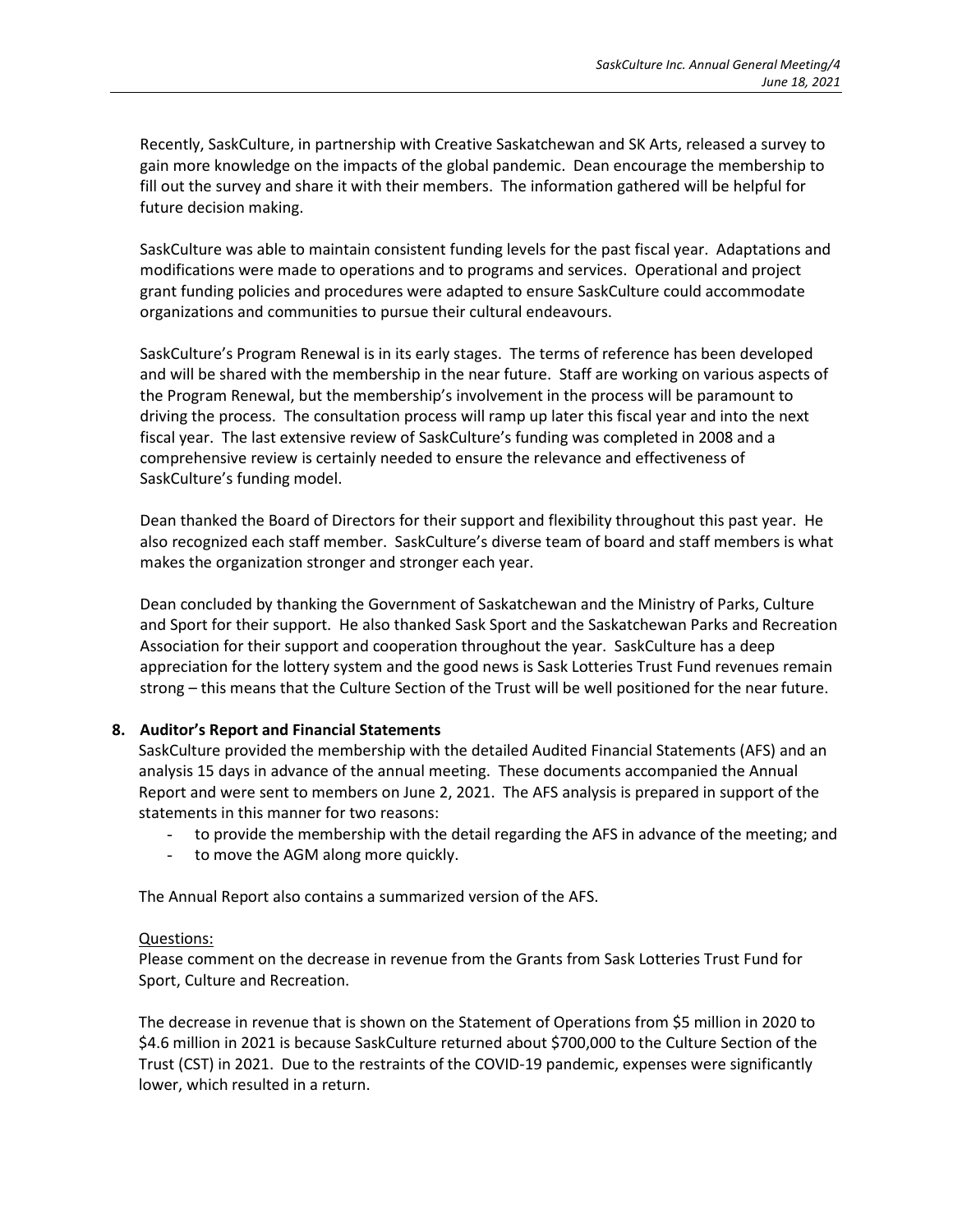Recently, SaskCulture, in partnership with Creative Saskatchewan and SK Arts, released a survey to gain more knowledge on the impacts of the global pandemic. Dean encourage the membership to fill out the survey and share it with their members. The information gathered will be helpful for future decision making.

SaskCulture was able to maintain consistent funding levels for the past fiscal year. Adaptations and modifications were made to operations and to programs and services. Operational and project grant funding policies and procedures were adapted to ensure SaskCulture could accommodate organizations and communities to pursue their cultural endeavours.

SaskCulture's Program Renewal is in its early stages. The terms of reference has been developed and will be shared with the membership in the near future. Staff are working on various aspects of the Program Renewal, but the membership's involvement in the process will be paramount to driving the process. The consultation process will ramp up later this fiscal year and into the next fiscal year. The last extensive review of SaskCulture's funding was completed in 2008 and a comprehensive review is certainly needed to ensure the relevance and effectiveness of SaskCulture's funding model.

Dean thanked the Board of Directors for their support and flexibility throughout this past year. He also recognized each staff member. SaskCulture's diverse team of board and staff members is what makes the organization stronger and stronger each year.

Dean concluded by thanking the Government of Saskatchewan and the Ministry of Parks, Culture and Sport for their support. He also thanked Sask Sport and the Saskatchewan Parks and Recreation Association for their support and cooperation throughout the year. SaskCulture has a deep appreciation for the lottery system and the good news is Sask Lotteries Trust Fund revenues remain strong – this means that the Culture Section of the Trust will be well positioned for the near future.

**8. Auditor's Report and Financial Statements**

SaskCulture provided the membership with the detailed Audited Financial Statements (AFS) and an analysis 15 days in advance of the annual meeting. These documents accompanied the Annual Report and were sent to members on June 2, 2021. The AFS analysis is prepared in support of the statements in this manner for two reasons:

- to provide the membership with the detail regarding the AFS in advance of the meeting; and
- to move the AGM along more quickly.

The Annual Report also contains a summarized version of the AFS.

Questions:

Please comment on the decrease in revenue from the Grants from Sask Lotteries Trust Fund for Sport, Culture and Recreation.

The decrease in revenue that is shown on the Statement of Operations from $5 million in 2020 to $4.6 million in 2021 is because SaskCulture returned about $700,000 to the Culture Section of the Trust (CST) in 2021. Due to the restraints of the COVID-19 pandemic, expenses were significantly lower, which resulted in a return.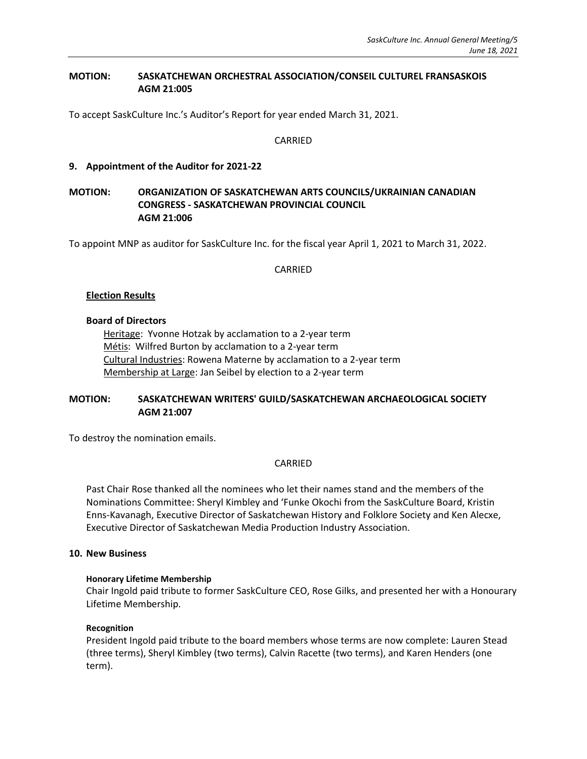**MOTION: SASKATCHEWAN ORCHESTRAL ASSOCIATION/CONSEIL CULTUREL FRANSASKOIS AGM 21:005**

To accept SaskCulture Inc.'s Auditor's Report for year ended March 31, 2021.

CARRIED

## 9. Appointment of the Auditor for 2021-22

**MOTION: ORGANIZATION OF SASKATCHEWAN ARTS COUNCILS/UKRAINIAN CANADIAN CONGRESS - SASKATCHEWAN PROVINCIAL COUNCIL AGM 21:006**

To appoint MNP as auditor for SaskCulture Inc. for the fiscal year April 1, 2021 to March 31, 2022.

CARRIED

### Election Results

**Board of Directors**

Heritage: Yvonne Hotzak by acclamation to a 2-year term
Métis: Wilfred Burton by acclamation to a 2-year term
Cultural Industries: Rowena Materne by acclamation to a 2-year term
Membership at Large: Jan Seibel by election to a 2-year term

**MOTION: SASKATCHEWAN WRITERS' GUILD/SASKATCHEWAN ARCHAEOLOGICAL SOCIETY AGM 21:007**

To destroy the nomination emails.

CARRIED

Past Chair Rose thanked all the nominees who let their names stand and the members of the Nominations Committee: Sheryl Kimbley and 'Funke Okochi from the SaskCulture Board, Kristin Enns-Kavanagh, Executive Director of Saskatchewan History and Folklore Society and Ken Alecxe, Executive Director of Saskatchewan Media Production Industry Association.

## 10. New Business

**Honorary Lifetime Membership**

Chair Ingold paid tribute to former SaskCulture CEO, Rose Gilks, and presented her with a Honourary Lifetime Membership.

**Recognition**

President Ingold paid tribute to the board members whose terms are now complete: Lauren Stead (three terms), Sheryl Kimbley (two terms), Calvin Racette (two terms), and Karen Henders (one term).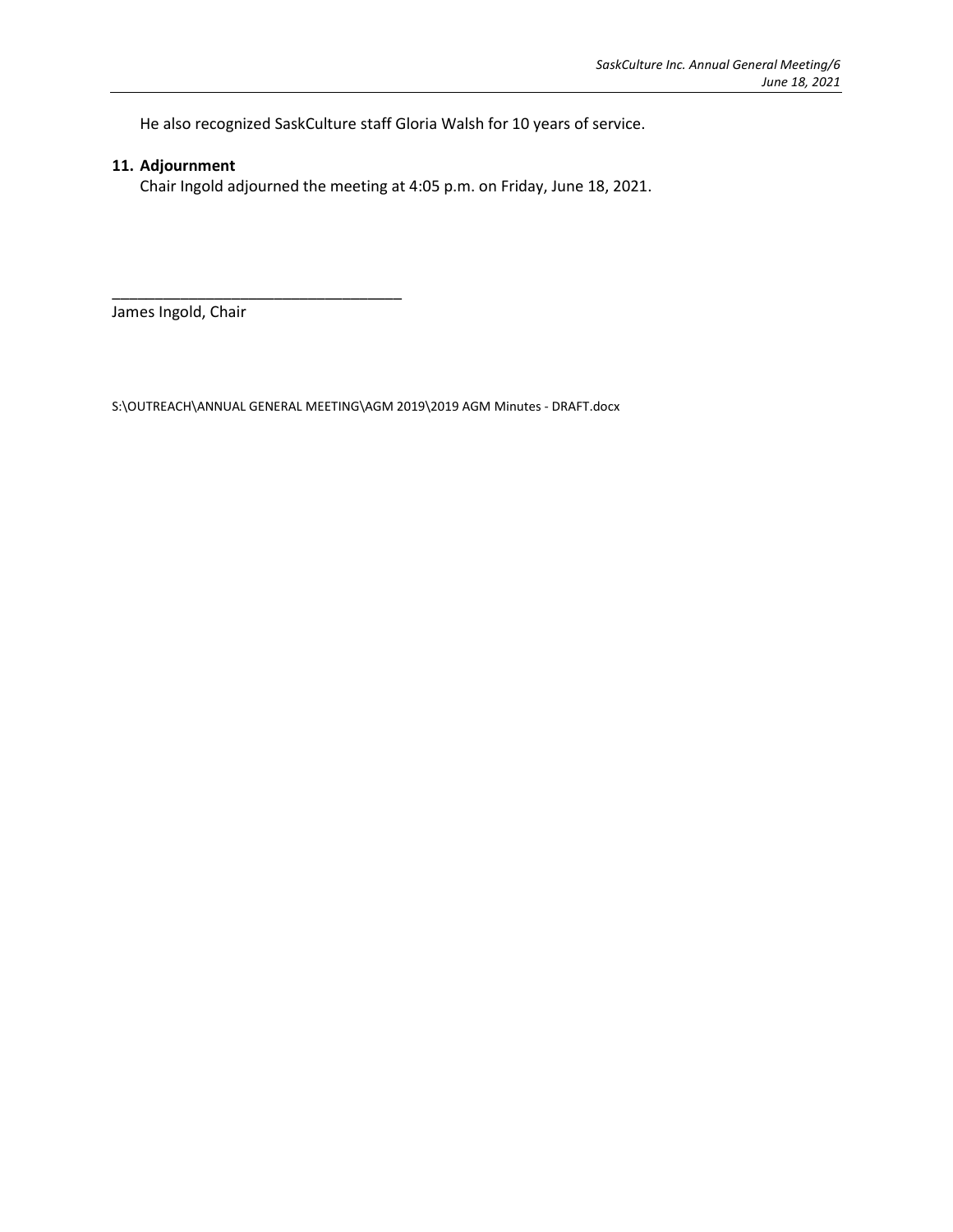He also recognized SaskCulture staff Gloria Walsh for 10 years of service.

**11. Adjournment**

Chair Ingold adjourned the meeting at 4:05 p.m. on Friday, June 18, 2021.

\_\_\_\_\_\_\_\_\_\_\_\_\_\_\_\_\_\_\_\_\_\_\_\_\_\_\_\_\_\_\_\_\_\_\_

James Ingold, Chair

S:\OUTREACH\ANNUAL GENERAL MEETING\AGM 2019\2019 AGM Minutes - DRAFT.docx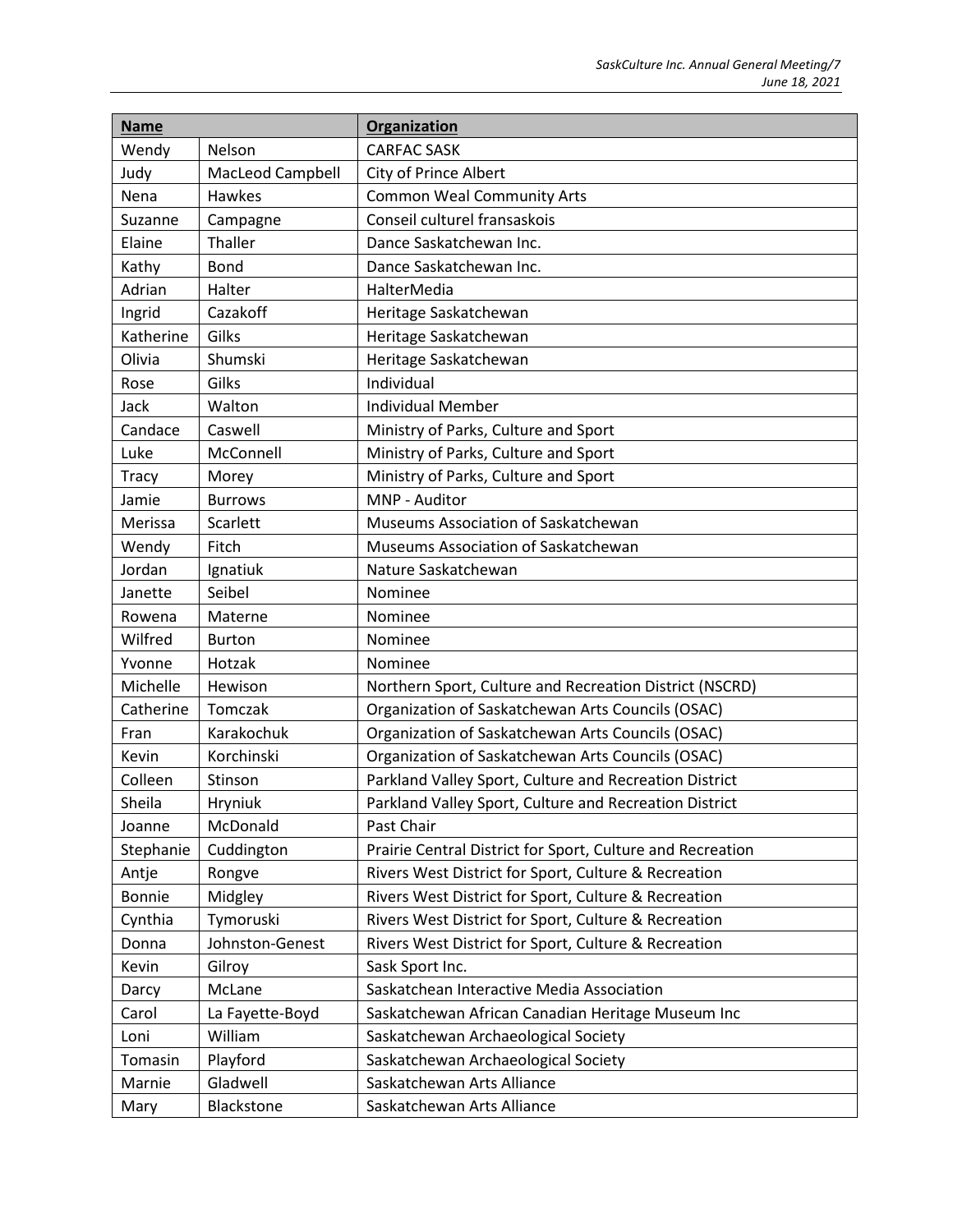| Name | | Organization |
| --- | --- | --- |
| Wendy | Nelson | CARFAC SASK |
| Judy | MacLeod Campbell | City of Prince Albert |
| Nena | Hawkes | Common Weal Community Arts |
| Suzanne | Campagne | Conseil culturel fransaskois |
| Elaine | Thaller | Dance Saskatchewan Inc. |
| Kathy | Bond | Dance Saskatchewan Inc. |
| Adrian | Halter | HalterMedia |
| Ingrid | Cazakoff | Heritage Saskatchewan |
| Katherine | Gilks | Heritage Saskatchewan |
| Olivia | Shumski | Heritage Saskatchewan |
| Rose | Gilks | Individual |
| Jack | Walton | Individual Member |
| Candace | Caswell | Ministry of Parks, Culture and Sport |
| Luke | McConnell | Ministry of Parks, Culture and Sport |
| Tracy | Morey | Ministry of Parks, Culture and Sport |
| Jamie | Burrows | MNP - Auditor |
| Merissa | Scarlett | Museums Association of Saskatchewan |
| Wendy | Fitch | Museums Association of Saskatchewan |
| Jordan | Ignatiuk | Nature Saskatchewan |
| Janette | Seibel | Nominee |
| Rowena | Materne | Nominee |
| Wilfred | Burton | Nominee |
| Yvonne | Hotzak | Nominee |
| Michelle | Hewison | Northern Sport, Culture and Recreation District (NSCRD) |
| Catherine | Tomczak | Organization of Saskatchewan Arts Councils (OSAC) |
| Fran | Karakochuk | Organization of Saskatchewan Arts Councils (OSAC) |
| Kevin | Korchinski | Organization of Saskatchewan Arts Councils (OSAC) |
| Colleen | Stinson | Parkland Valley Sport, Culture and Recreation District |
| Sheila | Hryniuk | Parkland Valley Sport, Culture and Recreation District |
| Joanne | McDonald | Past Chair |
| Stephanie | Cuddington | Prairie Central District for Sport, Culture and Recreation |
| Antje | Rongve | Rivers West District for Sport, Culture & Recreation |
| Bonnie | Midgley | Rivers West District for Sport, Culture & Recreation |
| Cynthia | Tymoruski | Rivers West District for Sport, Culture & Recreation |
| Donna | Johnston-Genest | Rivers West District for Sport, Culture & Recreation |
| Kevin | Gilroy | Sask Sport Inc. |
| Darcy | McLane | Saskatchean Interactive Media Association |
| Carol | La Fayette-Boyd | Saskatchewan African Canadian Heritage Museum Inc |
| Loni | William | Saskatchewan Archaeological Society |
| Tomasin | Playford | Saskatchewan Archaeological Society |
| Marnie | Gladwell | Saskatchewan Arts Alliance |
| Mary | Blackstone | Saskatchewan Arts Alliance |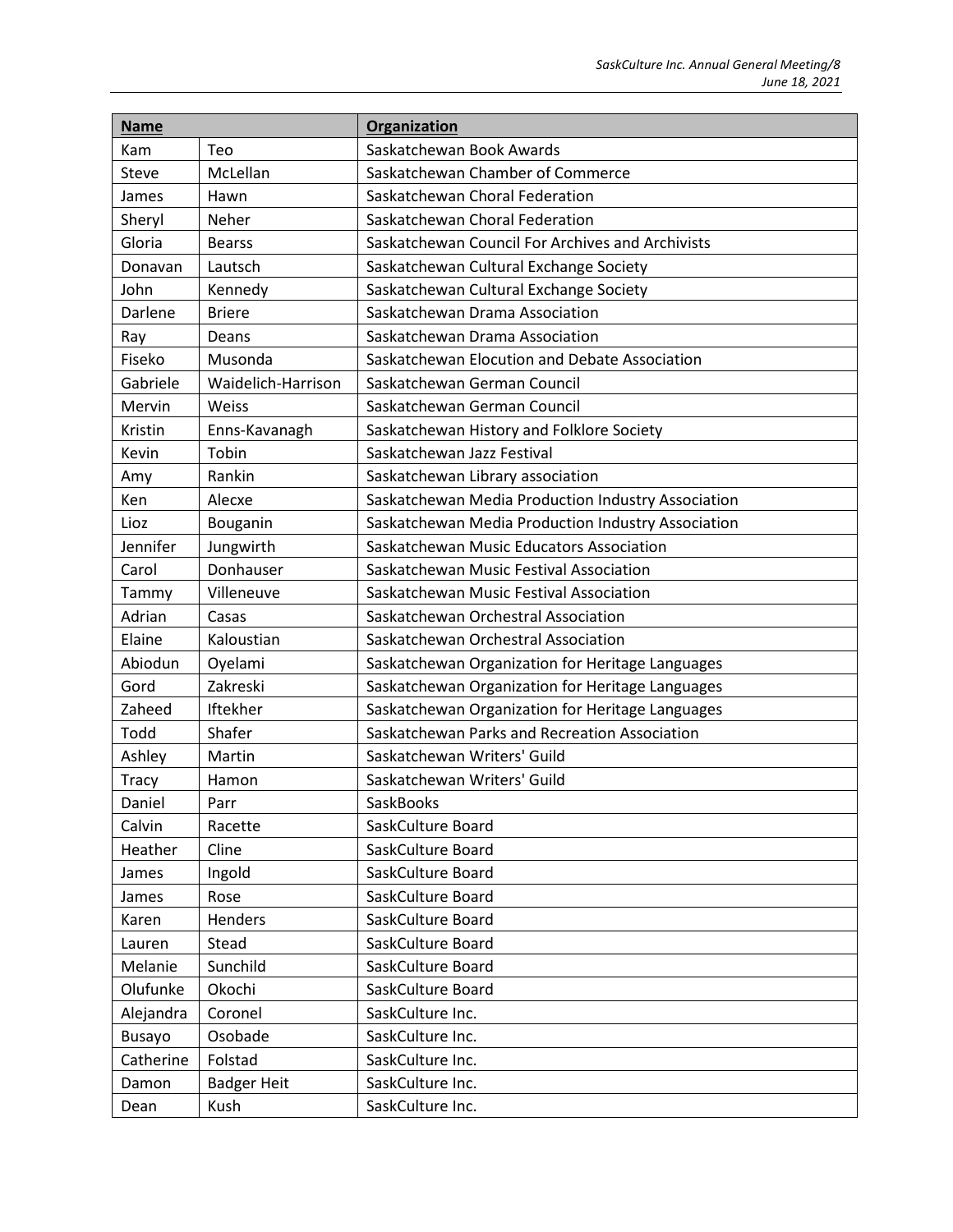| Name | | Organization |
|---|---|---|
| Kam | Teo | Saskatchewan Book Awards |
| Steve | McLellan | Saskatchewan Chamber of Commerce |
| James | Hawn | Saskatchewan Choral Federation |
| Sheryl | Neher | Saskatchewan Choral Federation |
| Gloria | Bearss | Saskatchewan Council For Archives and Archivists |
| Donavan | Lautsch | Saskatchewan Cultural Exchange Society |
| John | Kennedy | Saskatchewan Cultural Exchange Society |
| Darlene | Briere | Saskatchewan Drama Association |
| Ray | Deans | Saskatchewan Drama Association |
| Fiseko | Musonda | Saskatchewan Elocution and Debate Association |
| Gabriele | Waidelich-Harrison | Saskatchewan German Council |
| Mervin | Weiss | Saskatchewan German Council |
| Kristin | Enns-Kavanagh | Saskatchewan History and Folklore Society |
| Kevin | Tobin | Saskatchewan Jazz Festival |
| Amy | Rankin | Saskatchewan Library association |
| Ken | Alecxe | Saskatchewan Media Production Industry Association |
| Lioz | Bouganin | Saskatchewan Media Production Industry Association |
| Jennifer | Jungwirth | Saskatchewan Music Educators Association |
| Carol | Donhauser | Saskatchewan Music Festival Association |
| Tammy | Villeneuve | Saskatchewan Music Festival Association |
| Adrian | Casas | Saskatchewan Orchestral Association |
| Elaine | Kaloustian | Saskatchewan Orchestral Association |
| Abiodun | Oyelami | Saskatchewan Organization for Heritage Languages |
| Gord | Zakreski | Saskatchewan Organization for Heritage Languages |
| Zaheed | Iftekher | Saskatchewan Organization for Heritage Languages |
| Todd | Shafer | Saskatchewan Parks and Recreation Association |
| Ashley | Martin | Saskatchewan Writers' Guild |
| Tracy | Hamon | Saskatchewan Writers' Guild |
| Daniel | Parr | SaskBooks |
| Calvin | Racette | SaskCulture Board |
| Heather | Cline | SaskCulture Board |
| James | Ingold | SaskCulture Board |
| James | Rose | SaskCulture Board |
| Karen | Henders | SaskCulture Board |
| Lauren | Stead | SaskCulture Board |
| Melanie | Sunchild | SaskCulture Board |
| Olufunke | Okochi | SaskCulture Board |
| Alejandra | Coronel | SaskCulture Inc. |
| Busayo | Osobade | SaskCulture Inc. |
| Catherine | Folstad | SaskCulture Inc. |
| Damon | Badger Heit | SaskCulture Inc. |
| Dean | Kush | SaskCulture Inc. |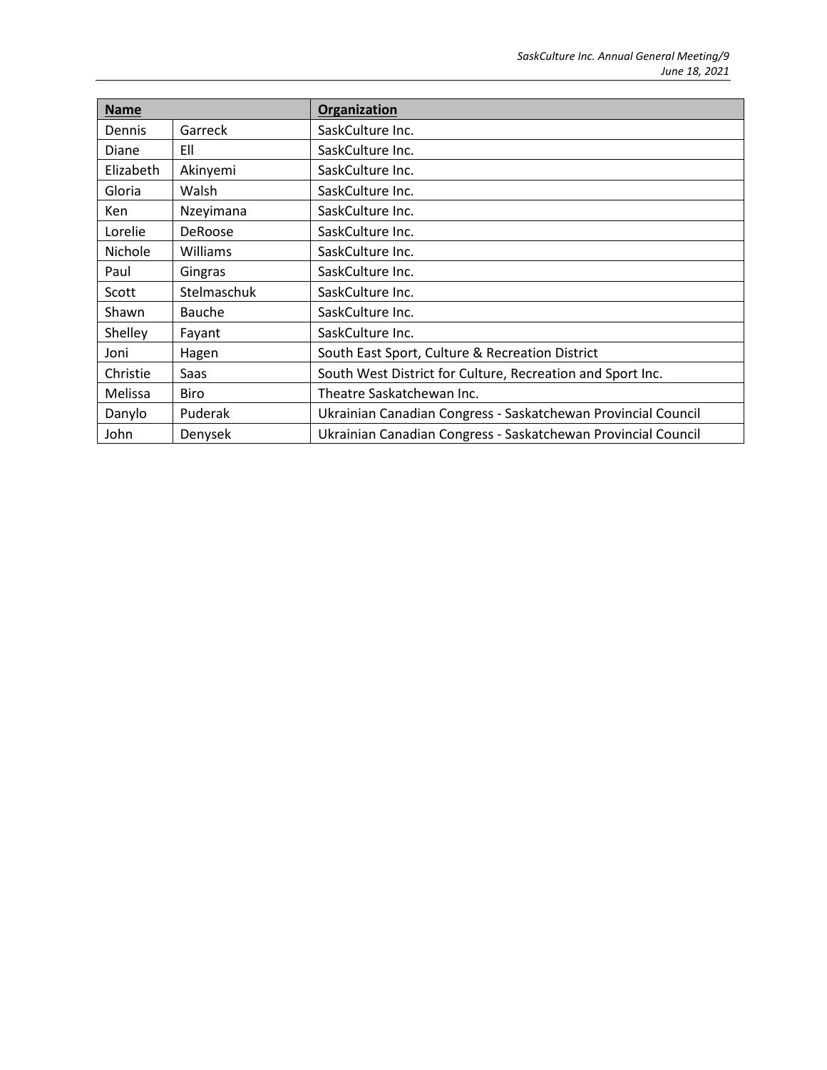| **Name** | | **Organization** |
|---|---|---|
| Dennis | Garreck | SaskCulture Inc. |
| Diane | Ell | SaskCulture Inc. |
| Elizabeth | Akinyemi | SaskCulture Inc. |
| Gloria | Walsh | SaskCulture Inc. |
| Ken | Nzeyimana | SaskCulture Inc. |
| Lorelie | DeRoose | SaskCulture Inc. |
| Nichole | Williams | SaskCulture Inc. |
| Paul | Gingras | SaskCulture Inc. |
| Scott | Stelmaschuk | SaskCulture Inc. |
| Shawn | Bauche | SaskCulture Inc. |
| Shelley | Fayant | SaskCulture Inc. |
| Joni | Hagen | South East Sport, Culture & Recreation District |
| Christie | Saas | South West District for Culture, Recreation and Sport Inc. |
| Melissa | Biro | Theatre Saskatchewan Inc. |
| Danylo | Puderak | Ukrainian Canadian Congress - Saskatchewan Provincial Council |
| John | Denysek | Ukrainian Canadian Congress - Saskatchewan Provincial Council |